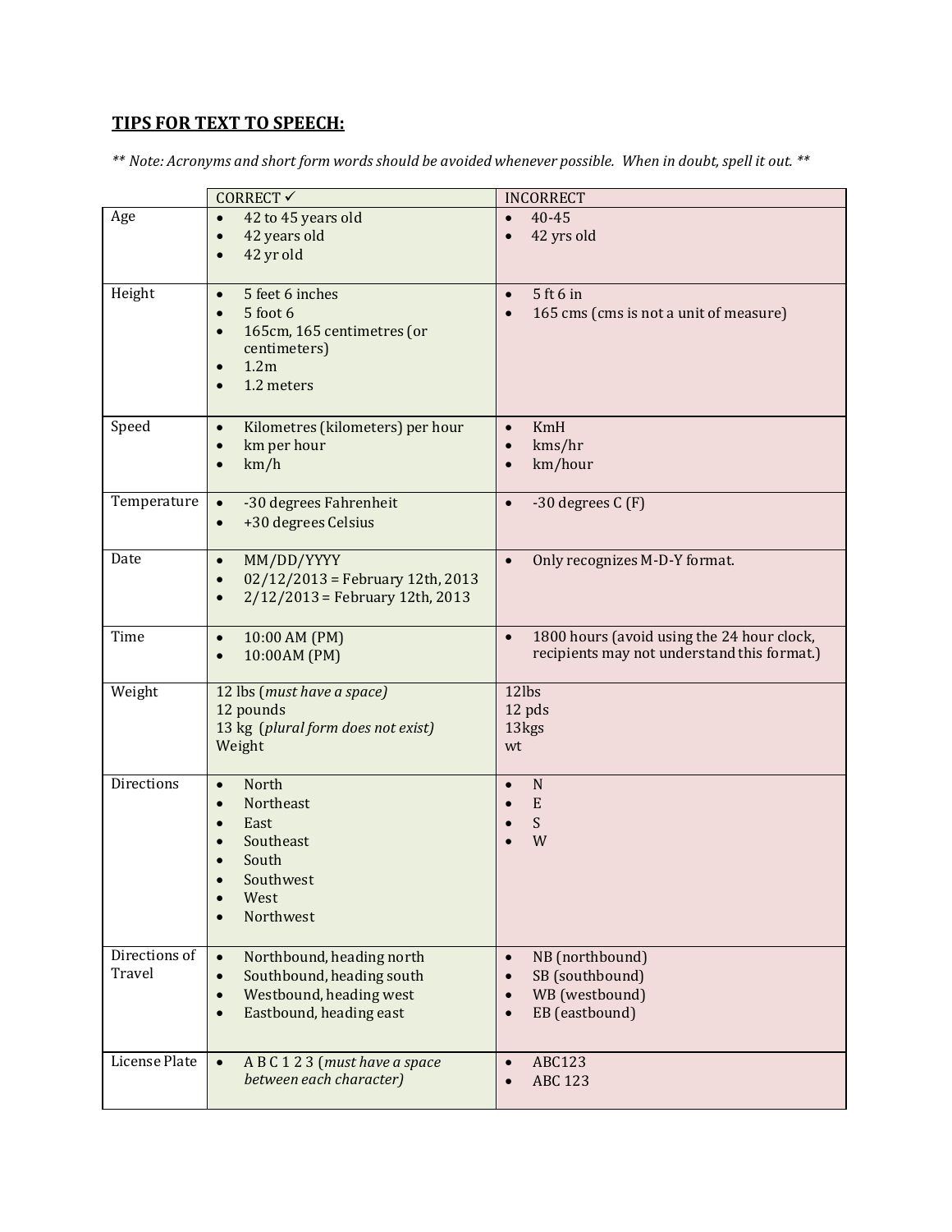## **TIPS FOR TEXT TO SPEECH:**

*** Note: Acronyms and short form words should be avoided whenever possible. When in doubt, spell it out. ***

| | CORRECT ✓ | INCORRECT |
|---|---|---|
| Age | • 42 to 45 years old<br>• 42 years old<br>• 42 yr old | • 40-45<br>• 42 yrs old |
| Height | • 5 feet 6 inches<br>• 5 foot 6<br>• 165cm, 165 centimetres (or centimeters)<br>• 1.2m<br>• 1.2 meters | • 5 ft 6 in<br>• 165 cms (cms is not a unit of measure) |
| Speed | • Kilometres (kilometers) per hour<br>• km per hour<br>• km/h | • KmH<br>• kms/hr<br>• km/hour |
| Temperature | • -30 degrees Fahrenheit<br>• +30 degrees Celsius | • -30 degrees C (F) |
| Date | • MM/DD/YYYY<br>• 02/12/2013 = February 12th, 2013<br>• 2/12/2013 = February 12th, 2013 | • Only recognizes M-D-Y format. |
| Time | • 10:00 AM (PM)<br>• 10:00AM (PM) | • 1800 hours (avoid using the 24 hour clock, recipients may not understand this format.) |
| Weight | 12 lbs (*must have a space*)<br>12 pounds<br>13 kg (*plural form does not exist*)<br>Weight | 12lbs<br>12 pds<br>13kgs<br>wt |
| Directions | • North<br>• Northeast<br>• East<br>• Southeast<br>• South<br>• Southwest<br>• West<br>• Northwest | • N<br>• E<br>• S<br>• W |
| Directions of Travel | • Northbound, heading north<br>• Southbound, heading south<br>• Westbound, heading west<br>• Eastbound, heading east | • NB (northbound)<br>• SB (southbound)<br>• WB (westbound)<br>• EB (eastbound) |
| License Plate | • A B C 1 2 3 (*must have a space between each character*) | • ABC123<br>• ABC 123 |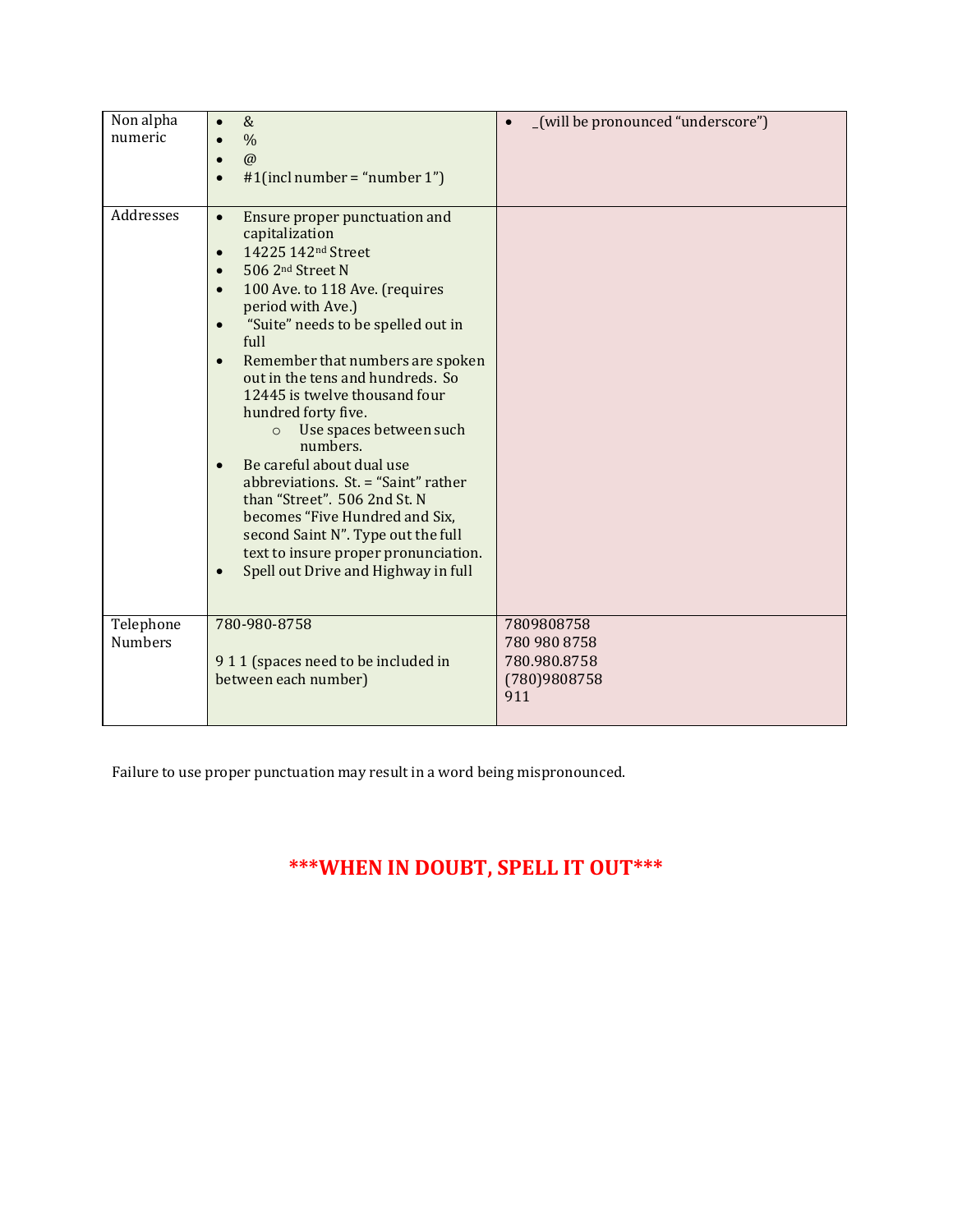| | | |
|---|---|---|
| Non alpha numeric | • &<br>• %<br>• @<br>• #1(incl number = "number 1") | • _(will be pronounced "underscore") |
| Addresses | • Ensure proper punctuation and capitalization<br>• 14225 142nd Street<br>• 506 2nd Street N<br>• 100 Ave. to 118 Ave. (requires period with Ave.)<br>• "Suite" needs to be spelled out in full<br>• Remember that numbers are spoken out in the tens and hundreds. So 12445 is twelve thousand four hundred forty five.<br>&nbsp;&nbsp;&nbsp;&nbsp;○ Use spaces between such numbers.<br>• Be careful about dual use abbreviations. St. = "Saint" rather than "Street". 506 2nd St. N becomes "Five Hundred and Six, second Saint N". Type out the full text to insure proper pronunciation.<br>• Spell out Drive and Highway in full | |
| Telephone Numbers | 780-980-8758<br><br>9 1 1 (spaces need to be included in between each number) | 7809808758<br>780 980 8758<br>780.980.8758<br>(780)9808758<br>911 |

Failure to use proper punctuation may result in a word being mispronounced.

**\*\*\*WHEN IN DOUBT, SPELL IT OUT\*\*\***